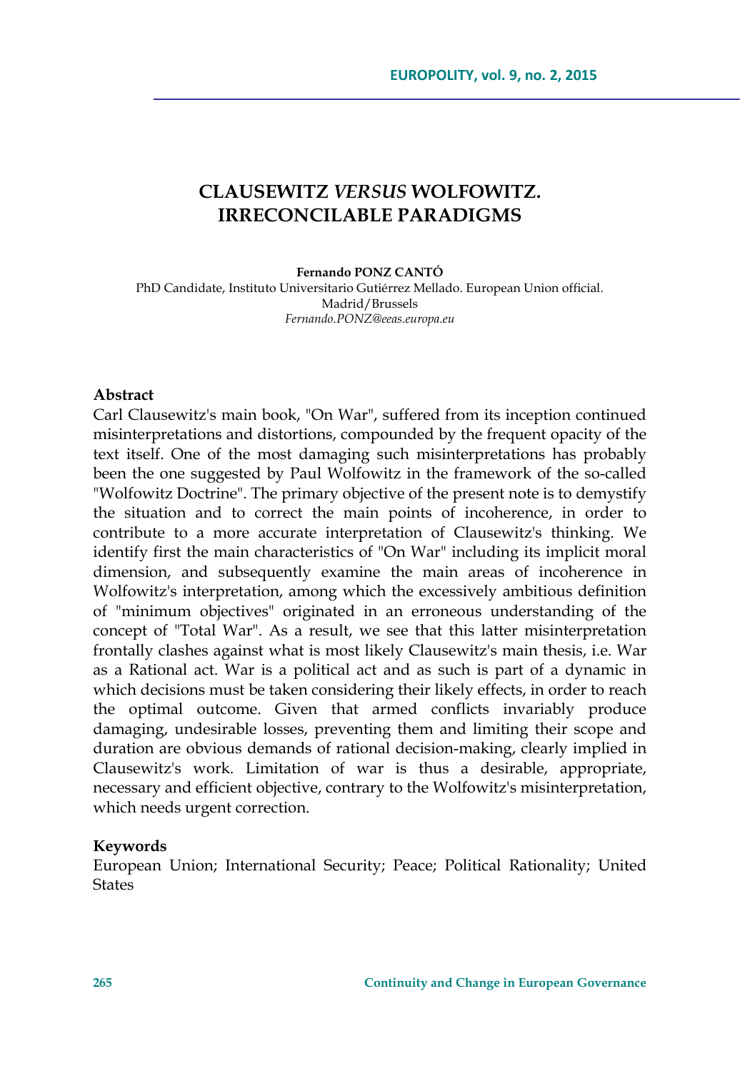# CLAUSEWITZ *VERSUS* WOLFOWITZ. IRRECONCILABLE PARADIGMS

**Fernando PONZ CANTÓ**

PhD Candidate, Instituto Universitario Gutiérrez Mellado. European Union official.
Madrid/Brussels
*Fernando.PONZ@eeas.europa.eu*

**Abstract**

Carl Clausewitz's main book, "On War", suffered from its inception continued misinterpretations and distortions, compounded by the frequent opacity of the text itself. One of the most damaging such misinterpretations has probably been the one suggested by Paul Wolfowitz in the framework of the so-called "Wolfowitz Doctrine". The primary objective of the present note is to demystify the situation and to correct the main points of incoherence, in order to contribute to a more accurate interpretation of Clausewitz's thinking. We identify first the main characteristics of "On War" including its implicit moral dimension, and subsequently examine the main areas of incoherence in Wolfowitz's interpretation, among which the excessively ambitious definition of "minimum objectives" originated in an erroneous understanding of the concept of "Total War". As a result, we see that this latter misinterpretation frontally clashes against what is most likely Clausewitz's main thesis, i.e. War as a Rational act. War is a political act and as such is part of a dynamic in which decisions must be taken considering their likely effects, in order to reach the optimal outcome. Given that armed conflicts invariably produce damaging, undesirable losses, preventing them and limiting their scope and duration are obvious demands of rational decision-making, clearly implied in Clausewitz's work. Limitation of war is thus a desirable, appropriate, necessary and efficient objective, contrary to the Wolfowitz's misinterpretation, which needs urgent correction.

**Keywords**

European Union; International Security; Peace; Political Rationality; United States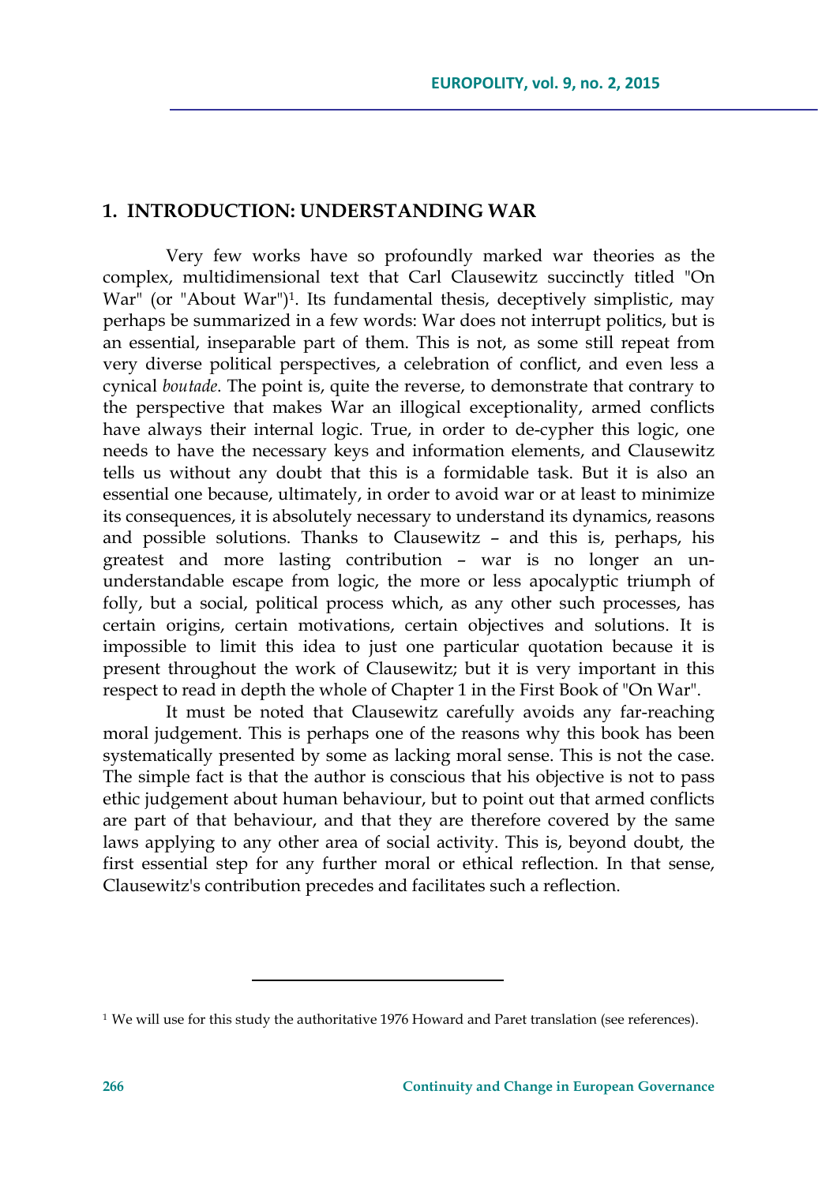## 1. INTRODUCTION: UNDERSTANDING WAR

Very few works have so profoundly marked war theories as the complex, multidimensional text that Carl Clausewitz succinctly titled "On War" (or "About War")[1]. Its fundamental thesis, deceptively simplistic, may perhaps be summarized in a few words: War does not interrupt politics, but is an essential, inseparable part of them. This is not, as some still repeat from very diverse political perspectives, a celebration of conflict, and even less a cynical *boutade*. The point is, quite the reverse, to demonstrate that contrary to the perspective that makes War an illogical exceptionality, armed conflicts have always their internal logic. True, in order to de-cypher this logic, one needs to have the necessary keys and information elements, and Clausewitz tells us without any doubt that this is a formidable task. But it is also an essential one because, ultimately, in order to avoid war or at least to minimize its consequences, it is absolutely necessary to understand its dynamics, reasons and possible solutions. Thanks to Clausewitz – and this is, perhaps, his greatest and more lasting contribution – war is no longer an un-understandable escape from logic, the more or less apocalyptic triumph of folly, but a social, political process which, as any other such processes, has certain origins, certain motivations, certain objectives and solutions. It is impossible to limit this idea to just one particular quotation because it is present throughout the work of Clausewitz; but it is very important in this respect to read in depth the whole of Chapter 1 in the First Book of "On War".

It must be noted that Clausewitz carefully avoids any far-reaching moral judgement. This is perhaps one of the reasons why this book has been systematically presented by some as lacking moral sense. This is not the case. The simple fact is that the author is conscious that his objective is not to pass ethic judgement about human behaviour, but to point out that armed conflicts are part of that behaviour, and that they are therefore covered by the same laws applying to any other area of social activity. This is, beyond doubt, the first essential step for any further moral or ethical reflection. In that sense, Clausewitz's contribution precedes and facilitates such a reflection.

---

[1] We will use for this study the authoritative 1976 Howard and Paret translation (see references).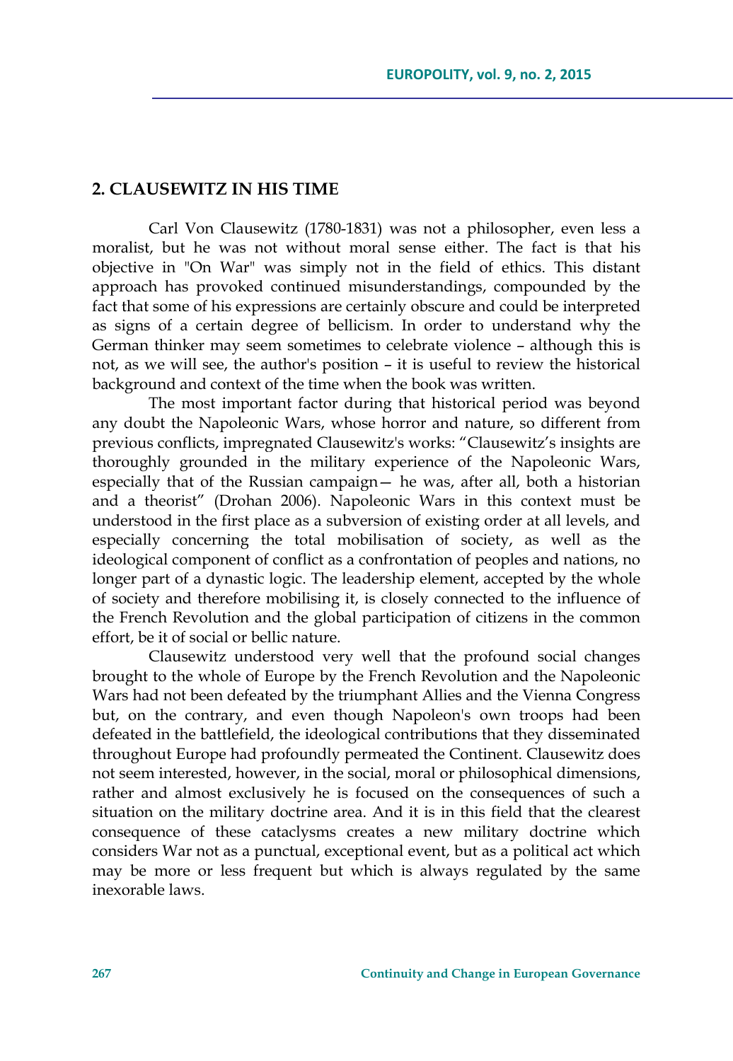## 2. CLAUSEWITZ IN HIS TIME

Carl Von Clausewitz (1780-1831) was not a philosopher, even less a moralist, but he was not without moral sense either. The fact is that his objective in "On War" was simply not in the field of ethics. This distant approach has provoked continued misunderstandings, compounded by the fact that some of his expressions are certainly obscure and could be interpreted as signs of a certain degree of bellicism. In order to understand why the German thinker may seem sometimes to celebrate violence – although this is not, as we will see, the author's position – it is useful to review the historical background and context of the time when the book was written.

The most important factor during that historical period was beyond any doubt the Napoleonic Wars, whose horror and nature, so different from previous conflicts, impregnated Clausewitz's works: "Clausewitz's insights are thoroughly grounded in the military experience of the Napoleonic Wars, especially that of the Russian campaign— he was, after all, both a historian and a theorist" (Drohan 2006). Napoleonic Wars in this context must be understood in the first place as a subversion of existing order at all levels, and especially concerning the total mobilisation of society, as well as the ideological component of conflict as a confrontation of peoples and nations, no longer part of a dynastic logic. The leadership element, accepted by the whole of society and therefore mobilising it, is closely connected to the influence of the French Revolution and the global participation of citizens in the common effort, be it of social or bellic nature.

Clausewitz understood very well that the profound social changes brought to the whole of Europe by the French Revolution and the Napoleonic Wars had not been defeated by the triumphant Allies and the Vienna Congress but, on the contrary, and even though Napoleon's own troops had been defeated in the battlefield, the ideological contributions that they disseminated throughout Europe had profoundly permeated the Continent. Clausewitz does not seem interested, however, in the social, moral or philosophical dimensions, rather and almost exclusively he is focused on the consequences of such a situation on the military doctrine area. And it is in this field that the clearest consequence of these cataclysms creates a new military doctrine which considers War not as a punctual, exceptional event, but as a political act which may be more or less frequent but which is always regulated by the same inexorable laws.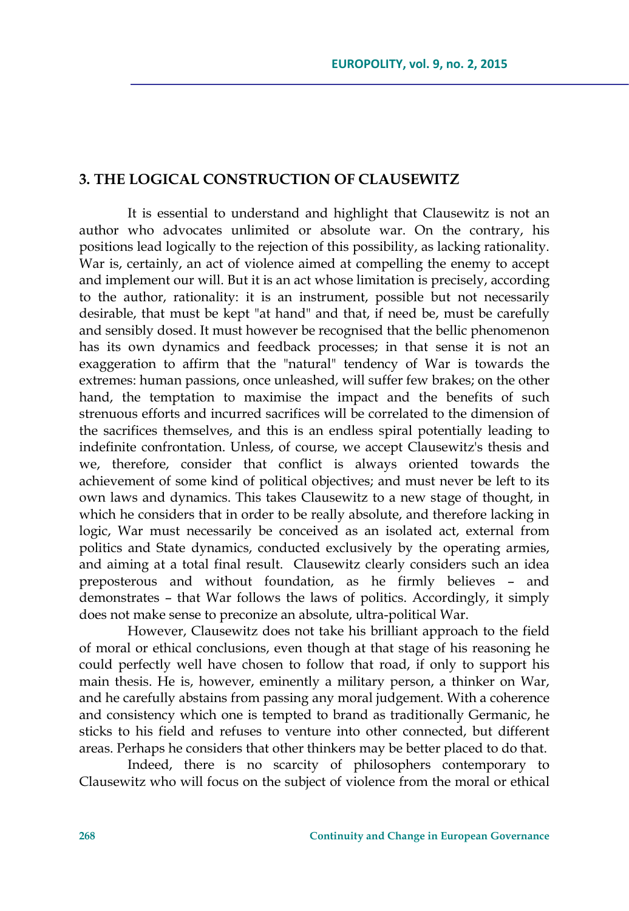## 3. THE LOGICAL CONSTRUCTION OF CLAUSEWITZ

It is essential to understand and highlight that Clausewitz is not an author who advocates unlimited or absolute war. On the contrary, his positions lead logically to the rejection of this possibility, as lacking rationality. War is, certainly, an act of violence aimed at compelling the enemy to accept and implement our will. But it is an act whose limitation is precisely, according to the author, rationality: it is an instrument, possible but not necessarily desirable, that must be kept "at hand" and that, if need be, must be carefully and sensibly dosed. It must however be recognised that the bellic phenomenon has its own dynamics and feedback processes; in that sense it is not an exaggeration to affirm that the "natural" tendency of War is towards the extremes: human passions, once unleashed, will suffer few brakes; on the other hand, the temptation to maximise the impact and the benefits of such strenuous efforts and incurred sacrifices will be correlated to the dimension of the sacrifices themselves, and this is an endless spiral potentially leading to indefinite confrontation. Unless, of course, we accept Clausewitz's thesis and we, therefore, consider that conflict is always oriented towards the achievement of some kind of political objectives; and must never be left to its own laws and dynamics. This takes Clausewitz to a new stage of thought, in which he considers that in order to be really absolute, and therefore lacking in logic, War must necessarily be conceived as an isolated act, external from politics and State dynamics, conducted exclusively by the operating armies, and aiming at a total final result. Clausewitz clearly considers such an idea preposterous and without foundation, as he firmly believes – and demonstrates – that War follows the laws of politics. Accordingly, it simply does not make sense to preconize an absolute, ultra-political War.

However, Clausewitz does not take his brilliant approach to the field of moral or ethical conclusions, even though at that stage of his reasoning he could perfectly well have chosen to follow that road, if only to support his main thesis. He is, however, eminently a military person, a thinker on War, and he carefully abstains from passing any moral judgement. With a coherence and consistency which one is tempted to brand as traditionally Germanic, he sticks to his field and refuses to venture into other connected, but different areas. Perhaps he considers that other thinkers may be better placed to do that.

Indeed, there is no scarcity of philosophers contemporary to Clausewitz who will focus on the subject of violence from the moral or ethical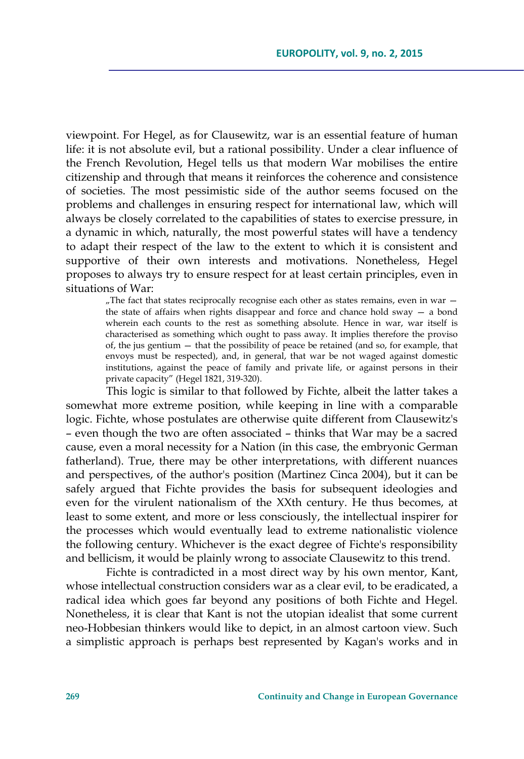viewpoint. For Hegel, as for Clausewitz, war is an essential feature of human life: it is not absolute evil, but a rational possibility. Under a clear influence of the French Revolution, Hegel tells us that modern War mobilises the entire citizenship and through that means it reinforces the coherence and consistence of societies. The most pessimistic side of the author seems focused on the problems and challenges in ensuring respect for international law, which will always be closely correlated to the capabilities of states to exercise pressure, in a dynamic in which, naturally, the most powerful states will have a tendency to adapt their respect of the law to the extent to which it is consistent and supportive of their own interests and motivations. Nonetheless, Hegel proposes to always try to ensure respect for at least certain principles, even in situations of War:

> „The fact that states reciprocally recognise each other as states remains, even in war — the state of affairs when rights disappear and force and chance hold sway — a bond wherein each counts to the rest as something absolute. Hence in war, war itself is characterised as something which ought to pass away. It implies therefore the proviso of, the jus gentium — that the possibility of peace be retained (and so, for example, that envoys must be respected), and, in general, that war be not waged against domestic institutions, against the peace of family and private life, or against persons in their private capacity" (Hegel 1821, 319-320).

This logic is similar to that followed by Fichte, albeit the latter takes a somewhat more extreme position, while keeping in line with a comparable logic. Fichte, whose postulates are otherwise quite different from Clausewitz's – even though the two are often associated – thinks that War may be a sacred cause, even a moral necessity for a Nation (in this case, the embryonic German fatherland). True, there may be other interpretations, with different nuances and perspectives, of the author's position (Martinez Cinca 2004), but it can be safely argued that Fichte provides the basis for subsequent ideologies and even for the virulent nationalism of the XXth century. He thus becomes, at least to some extent, and more or less consciously, the intellectual inspirer for the processes which would eventually lead to extreme nationalistic violence the following century. Whichever is the exact degree of Fichte's responsibility and bellicism, it would be plainly wrong to associate Clausewitz to this trend.

Fichte is contradicted in a most direct way by his own mentor, Kant, whose intellectual construction considers war as a clear evil, to be eradicated, a radical idea which goes far beyond any positions of both Fichte and Hegel. Nonetheless, it is clear that Kant is not the utopian idealist that some current neo-Hobbesian thinkers would like to depict, in an almost cartoon view. Such a simplistic approach is perhaps best represented by Kagan's works and in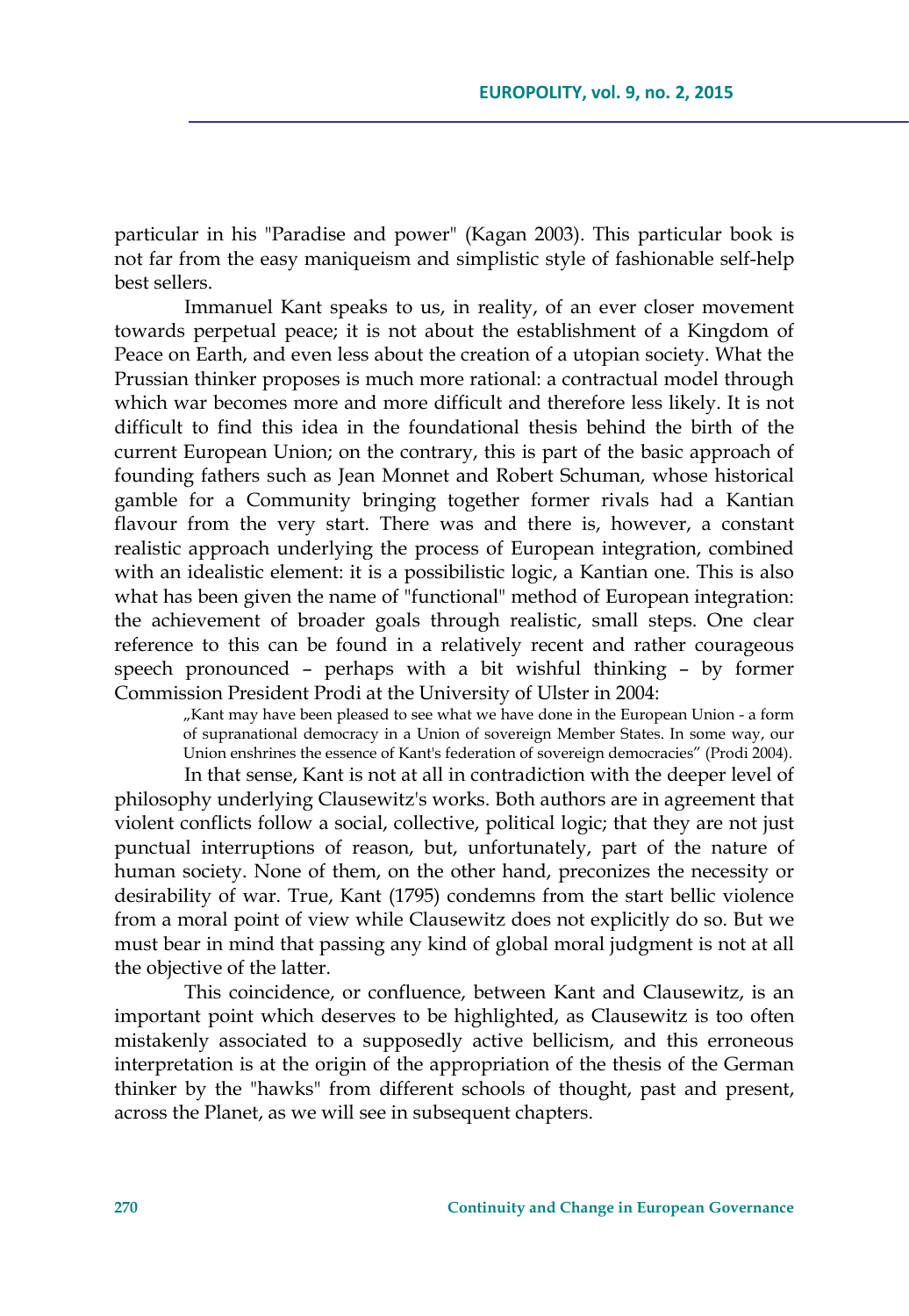particular in his "Paradise and power" (Kagan 2003). This particular book is not far from the easy maniqueism and simplistic style of fashionable self-help best sellers.

Immanuel Kant speaks to us, in reality, of an ever closer movement towards perpetual peace; it is not about the establishment of a Kingdom of Peace on Earth, and even less about the creation of a utopian society. What the Prussian thinker proposes is much more rational: a contractual model through which war becomes more and more difficult and therefore less likely. It is not difficult to find this idea in the foundational thesis behind the birth of the current European Union; on the contrary, this is part of the basic approach of founding fathers such as Jean Monnet and Robert Schuman, whose historical gamble for a Community bringing together former rivals had a Kantian flavour from the very start. There was and there is, however, a constant realistic approach underlying the process of European integration, combined with an idealistic element: it is a possibilistic logic, a Kantian one. This is also what has been given the name of "functional" method of European integration: the achievement of broader goals through realistic, small steps. One clear reference to this can be found in a relatively recent and rather courageous speech pronounced – perhaps with a bit wishful thinking – by former Commission President Prodi at the University of Ulster in 2004:

> „Kant may have been pleased to see what we have done in the European Union - a form of supranational democracy in a Union of sovereign Member States. In some way, our Union enshrines the essence of Kant's federation of sovereign democracies" (Prodi 2004).

In that sense, Kant is not at all in contradiction with the deeper level of philosophy underlying Clausewitz's works. Both authors are in agreement that violent conflicts follow a social, collective, political logic; that they are not just punctual interruptions of reason, but, unfortunately, part of the nature of human society. None of them, on the other hand, preconizes the necessity or desirability of war. True, Kant (1795) condemns from the start bellic violence from a moral point of view while Clausewitz does not explicitly do so. But we must bear in mind that passing any kind of global moral judgment is not at all the objective of the latter.

This coincidence, or confluence, between Kant and Clausewitz, is an important point which deserves to be highlighted, as Clausewitz is too often mistakenly associated to a supposedly active bellicism, and this erroneous interpretation is at the origin of the appropriation of the thesis of the German thinker by the "hawks" from different schools of thought, past and present, across the Planet, as we will see in subsequent chapters.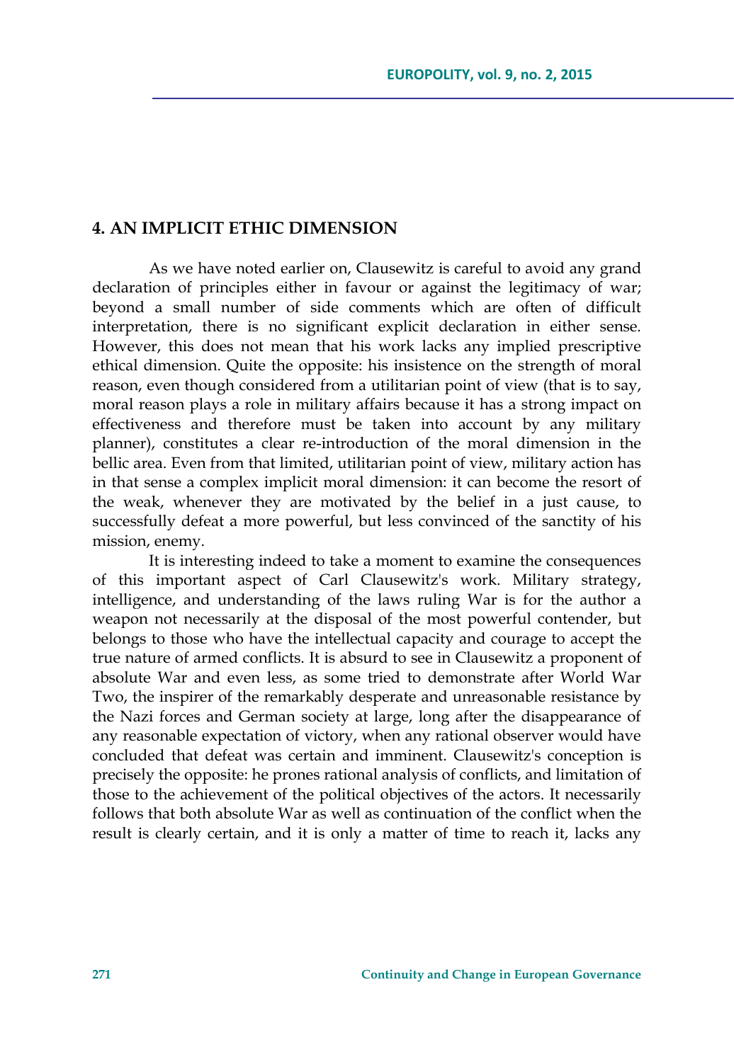## 4. AN IMPLICIT ETHIC DIMENSION

As we have noted earlier on, Clausewitz is careful to avoid any grand declaration of principles either in favour or against the legitimacy of war; beyond a small number of side comments which are often of difficult interpretation, there is no significant explicit declaration in either sense. However, this does not mean that his work lacks any implied prescriptive ethical dimension. Quite the opposite: his insistence on the strength of moral reason, even though considered from a utilitarian point of view (that is to say, moral reason plays a role in military affairs because it has a strong impact on effectiveness and therefore must be taken into account by any military planner), constitutes a clear re-introduction of the moral dimension in the bellic area. Even from that limited, utilitarian point of view, military action has in that sense a complex implicit moral dimension: it can become the resort of the weak, whenever they are motivated by the belief in a just cause, to successfully defeat a more powerful, but less convinced of the sanctity of his mission, enemy.

It is interesting indeed to take a moment to examine the consequences of this important aspect of Carl Clausewitz's work. Military strategy, intelligence, and understanding of the laws ruling War is for the author a weapon not necessarily at the disposal of the most powerful contender, but belongs to those who have the intellectual capacity and courage to accept the true nature of armed conflicts. It is absurd to see in Clausewitz a proponent of absolute War and even less, as some tried to demonstrate after World War Two, the inspirer of the remarkably desperate and unreasonable resistance by the Nazi forces and German society at large, long after the disappearance of any reasonable expectation of victory, when any rational observer would have concluded that defeat was certain and imminent. Clausewitz's conception is precisely the opposite: he prones rational analysis of conflicts, and limitation of those to the achievement of the political objectives of the actors. It necessarily follows that both absolute War as well as continuation of the conflict when the result is clearly certain, and it is only a matter of time to reach it, lacks any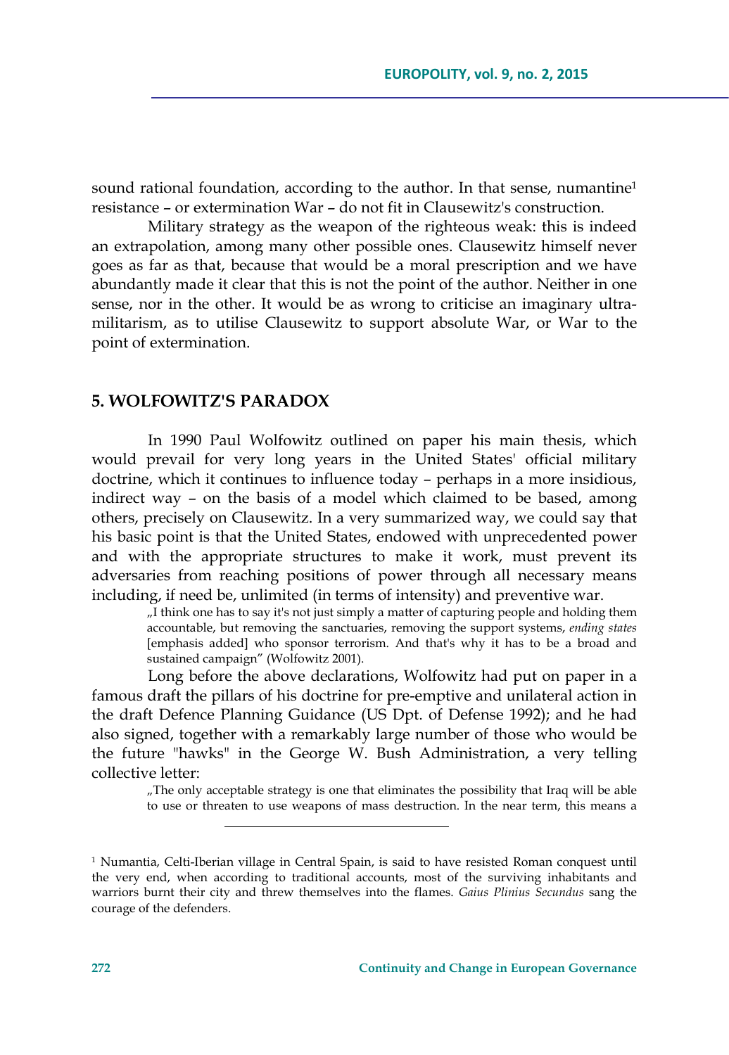sound rational foundation, according to the author. In that sense, numantine[1] resistance – or extermination War – do not fit in Clausewitz's construction.

Military strategy as the weapon of the righteous weak: this is indeed an extrapolation, among many other possible ones. Clausewitz himself never goes as far as that, because that would be a moral prescription and we have abundantly made it clear that this is not the point of the author. Neither in one sense, nor in the other. It would be as wrong to criticise an imaginary ultra-militarism, as to utilise Clausewitz to support absolute War, or War to the point of extermination.

## 5. WOLFOWITZ'S PARADOX

In 1990 Paul Wolfowitz outlined on paper his main thesis, which would prevail for very long years in the United States' official military doctrine, which it continues to influence today – perhaps in a more insidious, indirect way – on the basis of a model which claimed to be based, among others, precisely on Clausewitz. In a very summarized way, we could say that his basic point is that the United States, endowed with unprecedented power and with the appropriate structures to make it work, must prevent its adversaries from reaching positions of power through all necessary means including, if need be, unlimited (in terms of intensity) and preventive war.

> „I think one has to say it's not just simply a matter of capturing people and holding them accountable, but removing the sanctuaries, removing the support systems, *ending states* [emphasis added] who sponsor terrorism. And that's why it has to be a broad and sustained campaign" (Wolfowitz 2001).

Long before the above declarations, Wolfowitz had put on paper in a famous draft the pillars of his doctrine for pre-emptive and unilateral action in the draft Defence Planning Guidance (US Dpt. of Defense 1992); and he had also signed, together with a remarkably large number of those who would be the future "hawks" in the George W. Bush Administration, a very telling collective letter:

> „The only acceptable strategy is one that eliminates the possibility that Iraq will be able to use or threaten to use weapons of mass destruction. In the near term, this means a

[1] Numantia, Celti-Iberian village in Central Spain, is said to have resisted Roman conquest until the very end, when according to traditional accounts, most of the surviving inhabitants and warriors burnt their city and threw themselves into the flames. *Gaius Plinius Secundus* sang the courage of the defenders.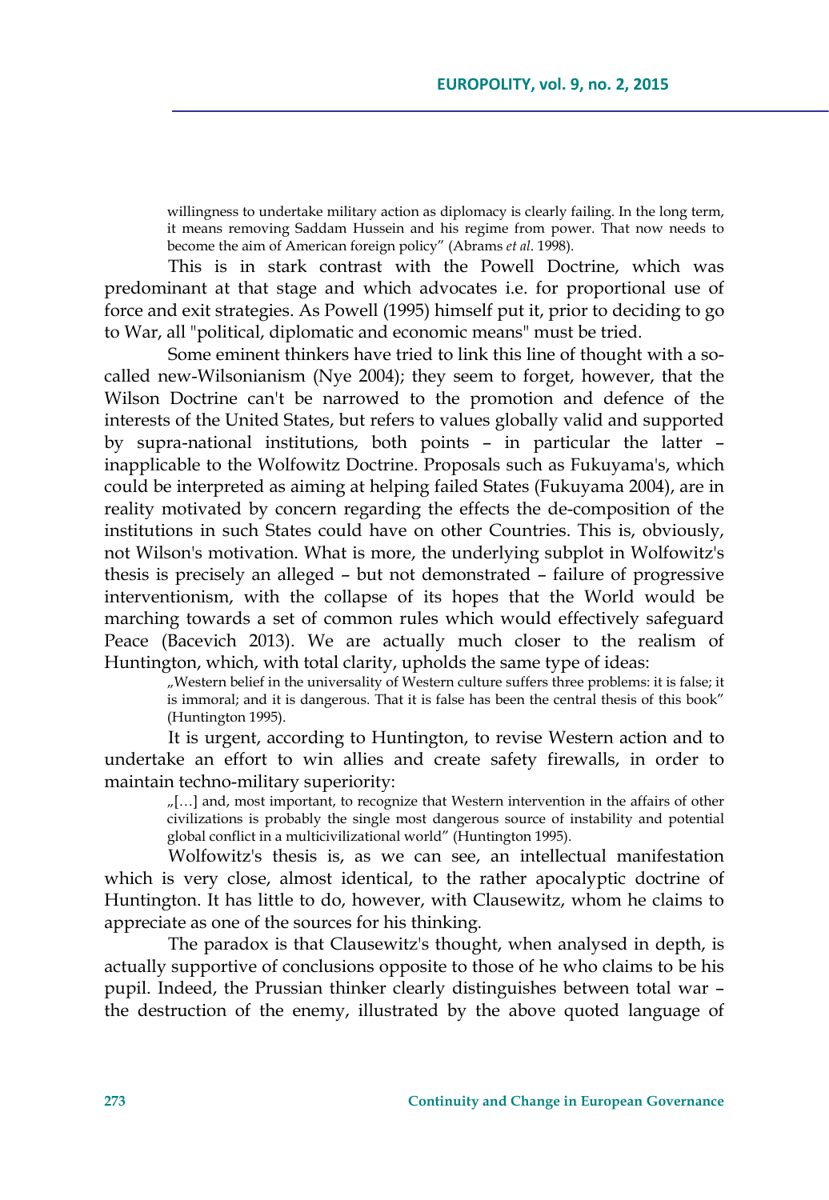> willingness to undertake military action as diplomacy is clearly failing. In the long term, it means removing Saddam Hussein and his regime from power. That now needs to become the aim of American foreign policy" (Abrams *et al*. 1998).

This is in stark contrast with the Powell Doctrine, which was predominant at that stage and which advocates i.e. for proportional use of force and exit strategies. As Powell (1995) himself put it, prior to deciding to go to War, all "political, diplomatic and economic means" must be tried.

Some eminent thinkers have tried to link this line of thought with a so-called new-Wilsonianism (Nye 2004); they seem to forget, however, that the Wilson Doctrine can't be narrowed to the promotion and defence of the interests of the United States, but refers to values globally valid and supported by supra-national institutions, both points – in particular the latter – inapplicable to the Wolfowitz Doctrine. Proposals such as Fukuyama's, which could be interpreted as aiming at helping failed States (Fukuyama 2004), are in reality motivated by concern regarding the effects the de-composition of the institutions in such States could have on other Countries. This is, obviously, not Wilson's motivation. What is more, the underlying subplot in Wolfowitz's thesis is precisely an alleged – but not demonstrated – failure of progressive interventionism, with the collapse of its hopes that the World would be marching towards a set of common rules which would effectively safeguard Peace (Bacevich 2013). We are actually much closer to the realism of Huntington, which, with total clarity, upholds the same type of ideas:

> „Western belief in the universality of Western culture suffers three problems: it is false; it is immoral; and it is dangerous. That it is false has been the central thesis of this book" (Huntington 1995).

It is urgent, according to Huntington, to revise Western action and to undertake an effort to win allies and create safety firewalls, in order to maintain techno-military superiority:

> „[…] and, most important, to recognize that Western intervention in the affairs of other civilizations is probably the single most dangerous source of instability and potential global conflict in a multicivilizational world" (Huntington 1995).

Wolfowitz's thesis is, as we can see, an intellectual manifestation which is very close, almost identical, to the rather apocalyptic doctrine of Huntington. It has little to do, however, with Clausewitz, whom he claims to appreciate as one of the sources for his thinking.

The paradox is that Clausewitz's thought, when analysed in depth, is actually supportive of conclusions opposite to those of he who claims to be his pupil. Indeed, the Prussian thinker clearly distinguishes between total war – the destruction of the enemy, illustrated by the above quoted language of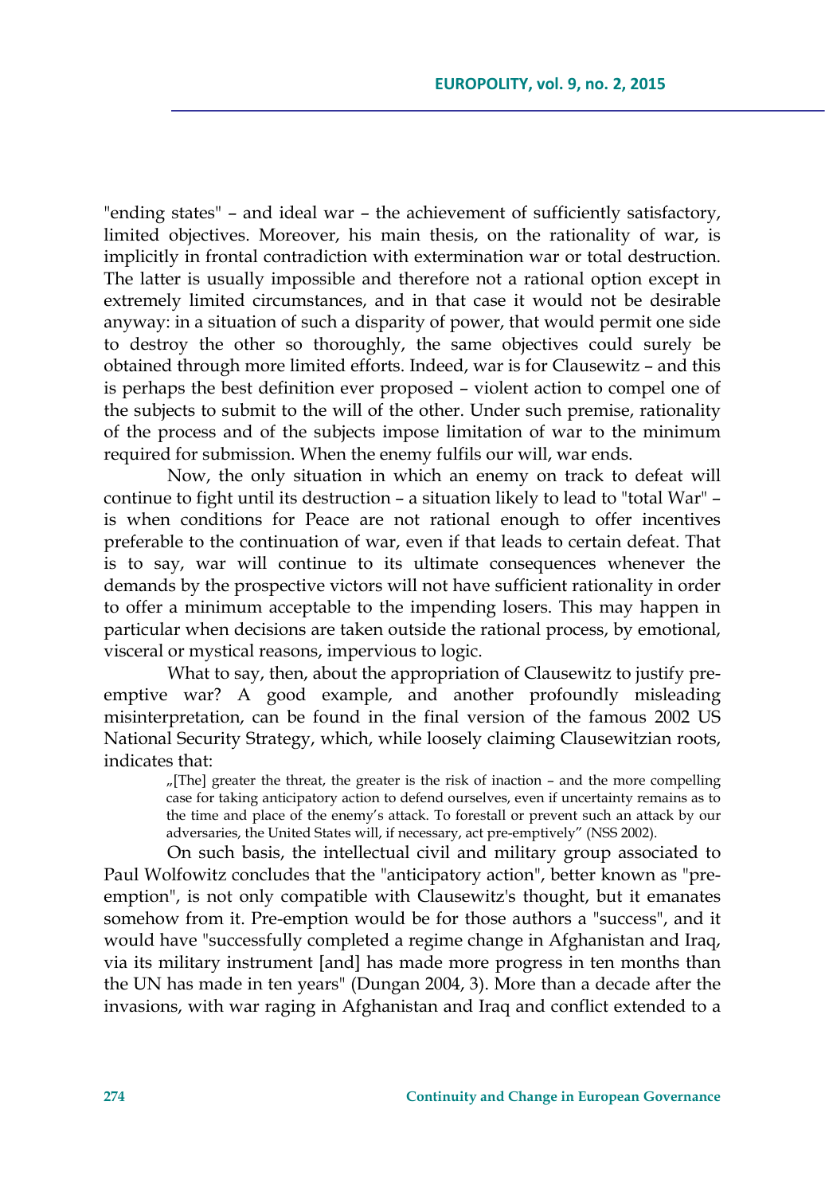"ending states" – and ideal war – the achievement of sufficiently satisfactory, limited objectives. Moreover, his main thesis, on the rationality of war, is implicitly in frontal contradiction with extermination war or total destruction. The latter is usually impossible and therefore not a rational option except in extremely limited circumstances, and in that case it would not be desirable anyway: in a situation of such a disparity of power, that would permit one side to destroy the other so thoroughly, the same objectives could surely be obtained through more limited efforts. Indeed, war is for Clausewitz – and this is perhaps the best definition ever proposed – violent action to compel one of the subjects to submit to the will of the other. Under such premise, rationality of the process and of the subjects impose limitation of war to the minimum required for submission. When the enemy fulfils our will, war ends.

Now, the only situation in which an enemy on track to defeat will continue to fight until its destruction – a situation likely to lead to "total War" – is when conditions for Peace are not rational enough to offer incentives preferable to the continuation of war, even if that leads to certain defeat. That is to say, war will continue to its ultimate consequences whenever the demands by the prospective victors will not have sufficient rationality in order to offer a minimum acceptable to the impending losers. This may happen in particular when decisions are taken outside the rational process, by emotional, visceral or mystical reasons, impervious to logic.

What to say, then, about the appropriation of Clausewitz to justify pre-emptive war? A good example, and another profoundly misleading misinterpretation, can be found in the final version of the famous 2002 US National Security Strategy, which, while loosely claiming Clausewitzian roots, indicates that:

> „[The] greater the threat, the greater is the risk of inaction – and the more compelling case for taking anticipatory action to defend ourselves, even if uncertainty remains as to the time and place of the enemy's attack. To forestall or prevent such an attack by our adversaries, the United States will, if necessary, act pre-emptively" (NSS 2002).

On such basis, the intellectual civil and military group associated to Paul Wolfowitz concludes that the "anticipatory action", better known as "pre-emption", is not only compatible with Clausewitz's thought, but it emanates somehow from it. Pre-emption would be for those authors a "success", and it would have "successfully completed a regime change in Afghanistan and Iraq, via its military instrument [and] has made more progress in ten months than the UN has made in ten years" (Dungan 2004, 3). More than a decade after the invasions, with war raging in Afghanistan and Iraq and conflict extended to a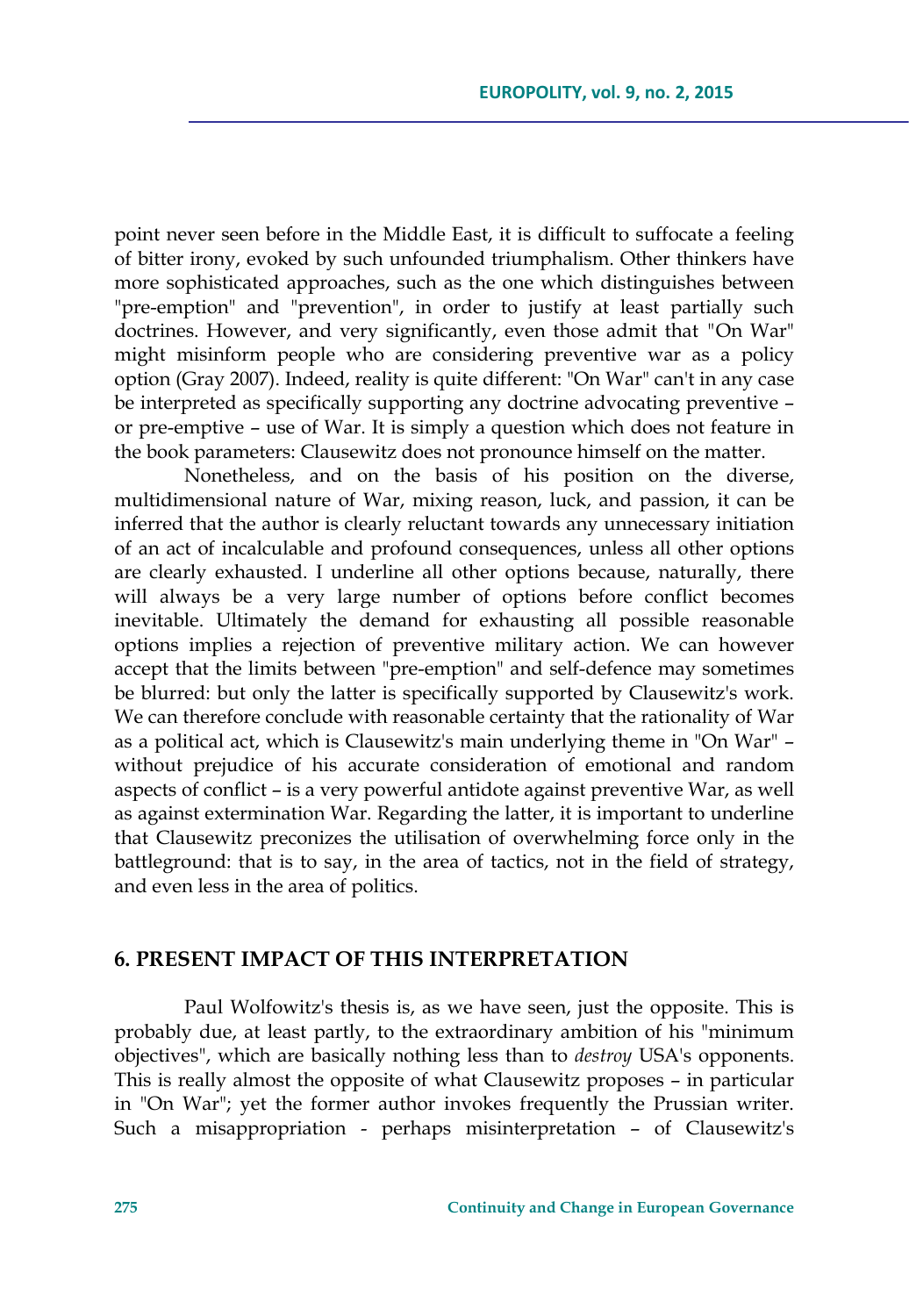point never seen before in the Middle East, it is difficult to suffocate a feeling of bitter irony, evoked by such unfounded triumphalism. Other thinkers have more sophisticated approaches, such as the one which distinguishes between "pre-emption" and "prevention", in order to justify at least partially such doctrines. However, and very significantly, even those admit that "On War" might misinform people who are considering preventive war as a policy option (Gray 2007). Indeed, reality is quite different: "On War" can't in any case be interpreted as specifically supporting any doctrine advocating preventive – or pre-emptive – use of War. It is simply a question which does not feature in the book parameters: Clausewitz does not pronounce himself on the matter.

Nonetheless, and on the basis of his position on the diverse, multidimensional nature of War, mixing reason, luck, and passion, it can be inferred that the author is clearly reluctant towards any unnecessary initiation of an act of incalculable and profound consequences, unless all other options are clearly exhausted. I underline all other options because, naturally, there will always be a very large number of options before conflict becomes inevitable. Ultimately the demand for exhausting all possible reasonable options implies a rejection of preventive military action. We can however accept that the limits between "pre-emption" and self-defence may sometimes be blurred: but only the latter is specifically supported by Clausewitz's work. We can therefore conclude with reasonable certainty that the rationality of War as a political act, which is Clausewitz's main underlying theme in "On War" – without prejudice of his accurate consideration of emotional and random aspects of conflict – is a very powerful antidote against preventive War, as well as against extermination War. Regarding the latter, it is important to underline that Clausewitz preconizes the utilisation of overwhelming force only in the battleground: that is to say, in the area of tactics, not in the field of strategy, and even less in the area of politics.

## 6. PRESENT IMPACT OF THIS INTERPRETATION

Paul Wolfowitz's thesis is, as we have seen, just the opposite. This is probably due, at least partly, to the extraordinary ambition of his "minimum objectives", which are basically nothing less than to *destroy* USA's opponents. This is really almost the opposite of what Clausewitz proposes – in particular in "On War"; yet the former author invokes frequently the Prussian writer. Such a misappropriation - perhaps misinterpretation – of Clausewitz's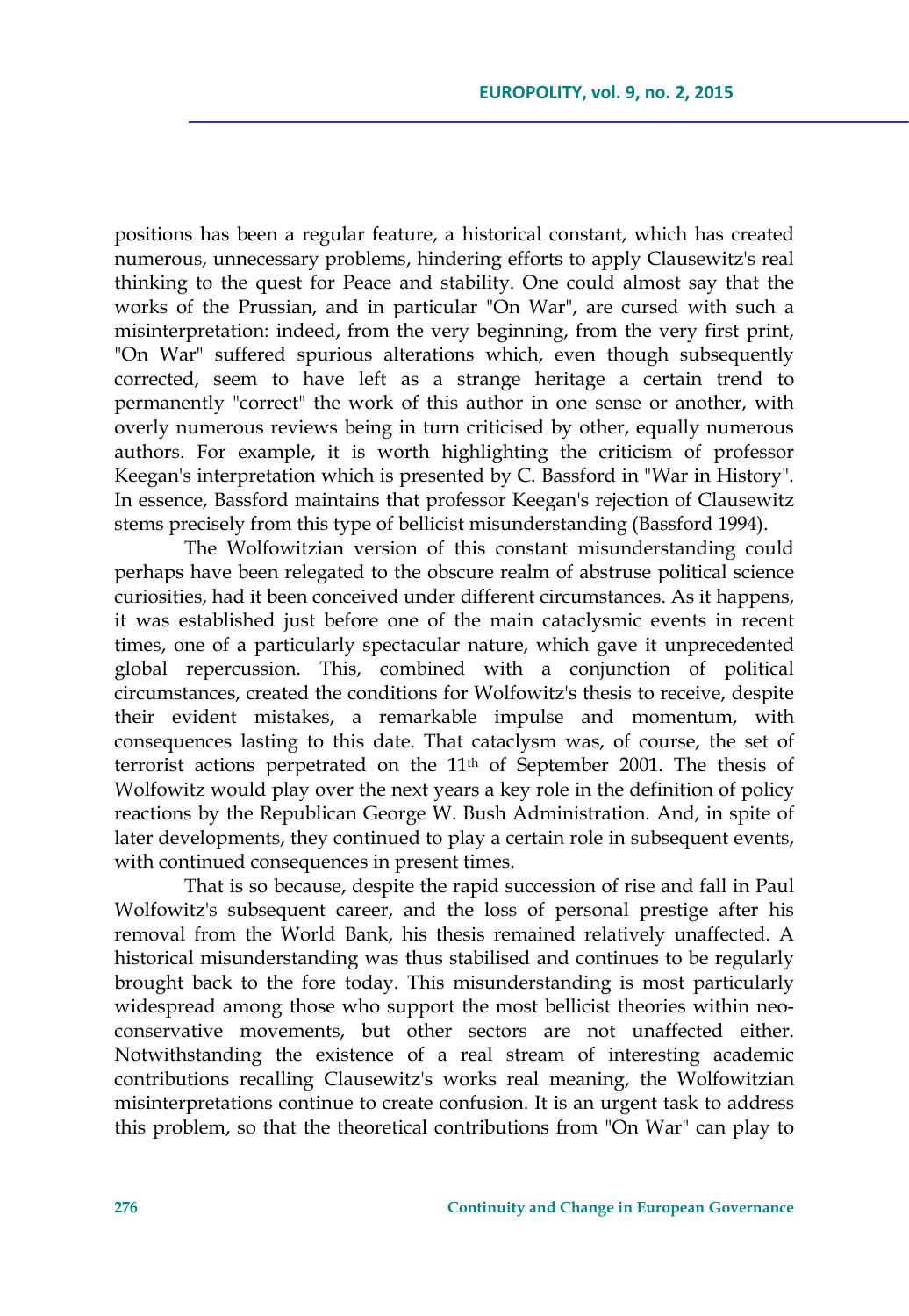positions has been a regular feature, a historical constant, which has created numerous, unnecessary problems, hindering efforts to apply Clausewitz's real thinking to the quest for Peace and stability. One could almost say that the works of the Prussian, and in particular "On War", are cursed with such a misinterpretation: indeed, from the very beginning, from the very first print, "On War" suffered spurious alterations which, even though subsequently corrected, seem to have left as a strange heritage a certain trend to permanently "correct" the work of this author in one sense or another, with overly numerous reviews being in turn criticised by other, equally numerous authors. For example, it is worth highlighting the criticism of professor Keegan's interpretation which is presented by C. Bassford in "War in History". In essence, Bassford maintains that professor Keegan's rejection of Clausewitz stems precisely from this type of bellicist misunderstanding (Bassford 1994).

The Wolfowitzian version of this constant misunderstanding could perhaps have been relegated to the obscure realm of abstruse political science curiosities, had it been conceived under different circumstances. As it happens, it was established just before one of the main cataclysmic events in recent times, one of a particularly spectacular nature, which gave it unprecedented global repercussion. This, combined with a conjunction of political circumstances, created the conditions for Wolfowitz's thesis to receive, despite their evident mistakes, a remarkable impulse and momentum, with consequences lasting to this date. That cataclysm was, of course, the set of terrorist actions perpetrated on the 11th of September 2001. The thesis of Wolfowitz would play over the next years a key role in the definition of policy reactions by the Republican George W. Bush Administration. And, in spite of later developments, they continued to play a certain role in subsequent events, with continued consequences in present times.

That is so because, despite the rapid succession of rise and fall in Paul Wolfowitz's subsequent career, and the loss of personal prestige after his removal from the World Bank, his thesis remained relatively unaffected. A historical misunderstanding was thus stabilised and continues to be regularly brought back to the fore today. This misunderstanding is most particularly widespread among those who support the most bellicist theories within neo-conservative movements, but other sectors are not unaffected either. Notwithstanding the existence of a real stream of interesting academic contributions recalling Clausewitz's works real meaning, the Wolfowitzian misinterpretations continue to create confusion. It is an urgent task to address this problem, so that the theoretical contributions from "On War" can play to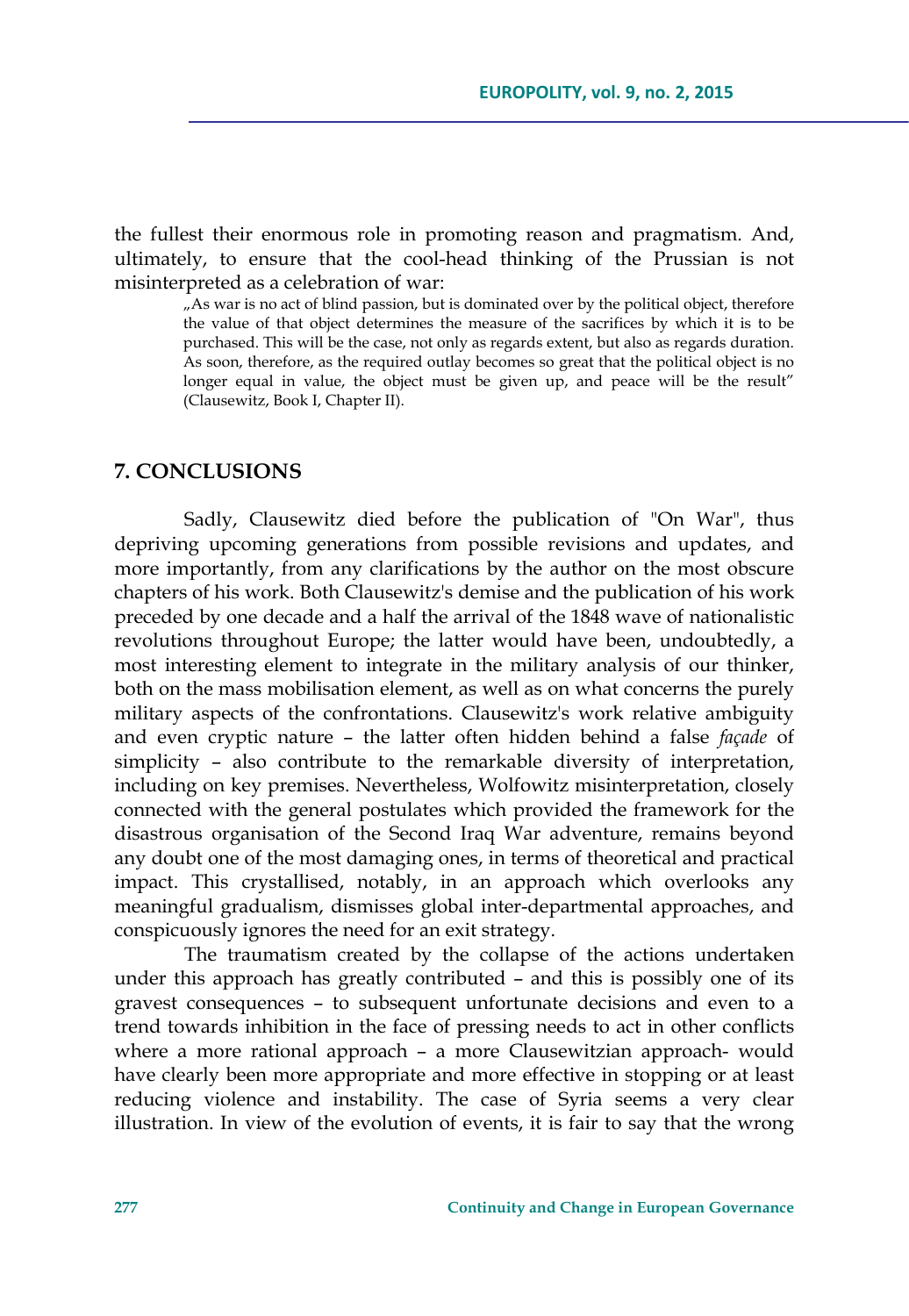the fullest their enormous role in promoting reason and pragmatism. And, ultimately, to ensure that the cool-head thinking of the Prussian is not misinterpreted as a celebration of war:

> „As war is no act of blind passion, but is dominated over by the political object, therefore the value of that object determines the measure of the sacrifices by which it is to be purchased. This will be the case, not only as regards extent, but also as regards duration. As soon, therefore, as the required outlay becomes so great that the political object is no longer equal in value, the object must be given up, and peace will be the result" (Clausewitz, Book I, Chapter II).

## 7. CONCLUSIONS

Sadly, Clausewitz died before the publication of "On War", thus depriving upcoming generations from possible revisions and updates, and more importantly, from any clarifications by the author on the most obscure chapters of his work. Both Clausewitz's demise and the publication of his work preceded by one decade and a half the arrival of the 1848 wave of nationalistic revolutions throughout Europe; the latter would have been, undoubtedly, a most interesting element to integrate in the military analysis of our thinker, both on the mass mobilisation element, as well as on what concerns the purely military aspects of the confrontations. Clausewitz's work relative ambiguity and even cryptic nature – the latter often hidden behind a false *façade* of simplicity – also contribute to the remarkable diversity of interpretation, including on key premises. Nevertheless, Wolfowitz misinterpretation, closely connected with the general postulates which provided the framework for the disastrous organisation of the Second Iraq War adventure, remains beyond any doubt one of the most damaging ones, in terms of theoretical and practical impact. This crystallised, notably, in an approach which overlooks any meaningful gradualism, dismisses global inter-departmental approaches, and conspicuously ignores the need for an exit strategy.

The traumatism created by the collapse of the actions undertaken under this approach has greatly contributed – and this is possibly one of its gravest consequences – to subsequent unfortunate decisions and even to a trend towards inhibition in the face of pressing needs to act in other conflicts where a more rational approach – a more Clausewitzian approach- would have clearly been more appropriate and more effective in stopping or at least reducing violence and instability. The case of Syria seems a very clear illustration. In view of the evolution of events, it is fair to say that the wrong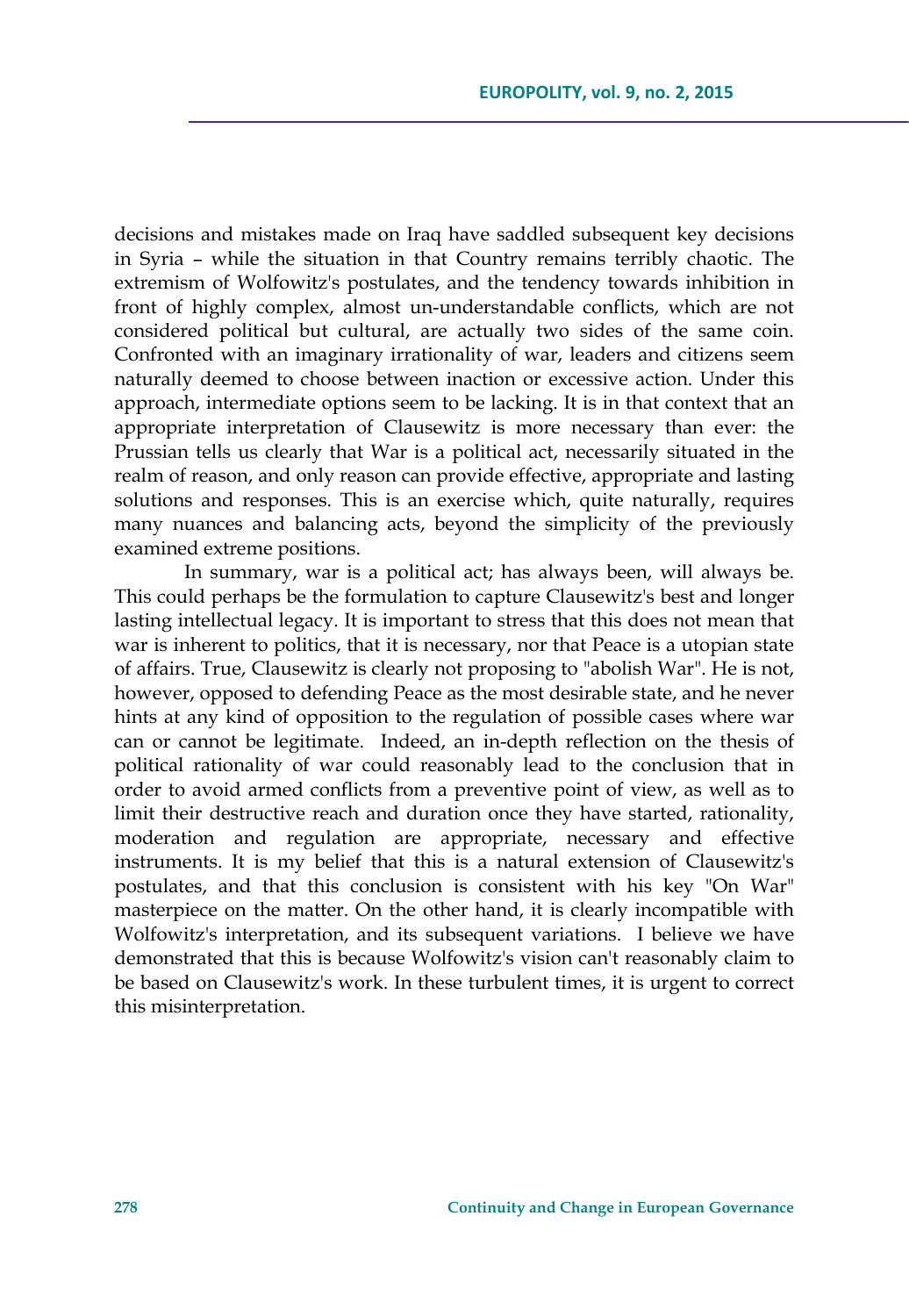decisions and mistakes made on Iraq have saddled subsequent key decisions in Syria – while the situation in that Country remains terribly chaotic. The extremism of Wolfowitz's postulates, and the tendency towards inhibition in front of highly complex, almost un-understandable conflicts, which are not considered political but cultural, are actually two sides of the same coin. Confronted with an imaginary irrationality of war, leaders and citizens seem naturally deemed to choose between inaction or excessive action. Under this approach, intermediate options seem to be lacking. It is in that context that an appropriate interpretation of Clausewitz is more necessary than ever: the Prussian tells us clearly that War is a political act, necessarily situated in the realm of reason, and only reason can provide effective, appropriate and lasting solutions and responses. This is an exercise which, quite naturally, requires many nuances and balancing acts, beyond the simplicity of the previously examined extreme positions.

In summary, war is a political act; has always been, will always be. This could perhaps be the formulation to capture Clausewitz's best and longer lasting intellectual legacy. It is important to stress that this does not mean that war is inherent to politics, that it is necessary, nor that Peace is a utopian state of affairs. True, Clausewitz is clearly not proposing to "abolish War". He is not, however, opposed to defending Peace as the most desirable state, and he never hints at any kind of opposition to the regulation of possible cases where war can or cannot be legitimate. Indeed, an in-depth reflection on the thesis of political rationality of war could reasonably lead to the conclusion that in order to avoid armed conflicts from a preventive point of view, as well as to limit their destructive reach and duration once they have started, rationality, moderation and regulation are appropriate, necessary and effective instruments. It is my belief that this is a natural extension of Clausewitz's postulates, and that this conclusion is consistent with his key "On War" masterpiece on the matter. On the other hand, it is clearly incompatible with Wolfowitz's interpretation, and its subsequent variations. I believe we have demonstrated that this is because Wolfowitz's vision can't reasonably claim to be based on Clausewitz's work. In these turbulent times, it is urgent to correct this misinterpretation.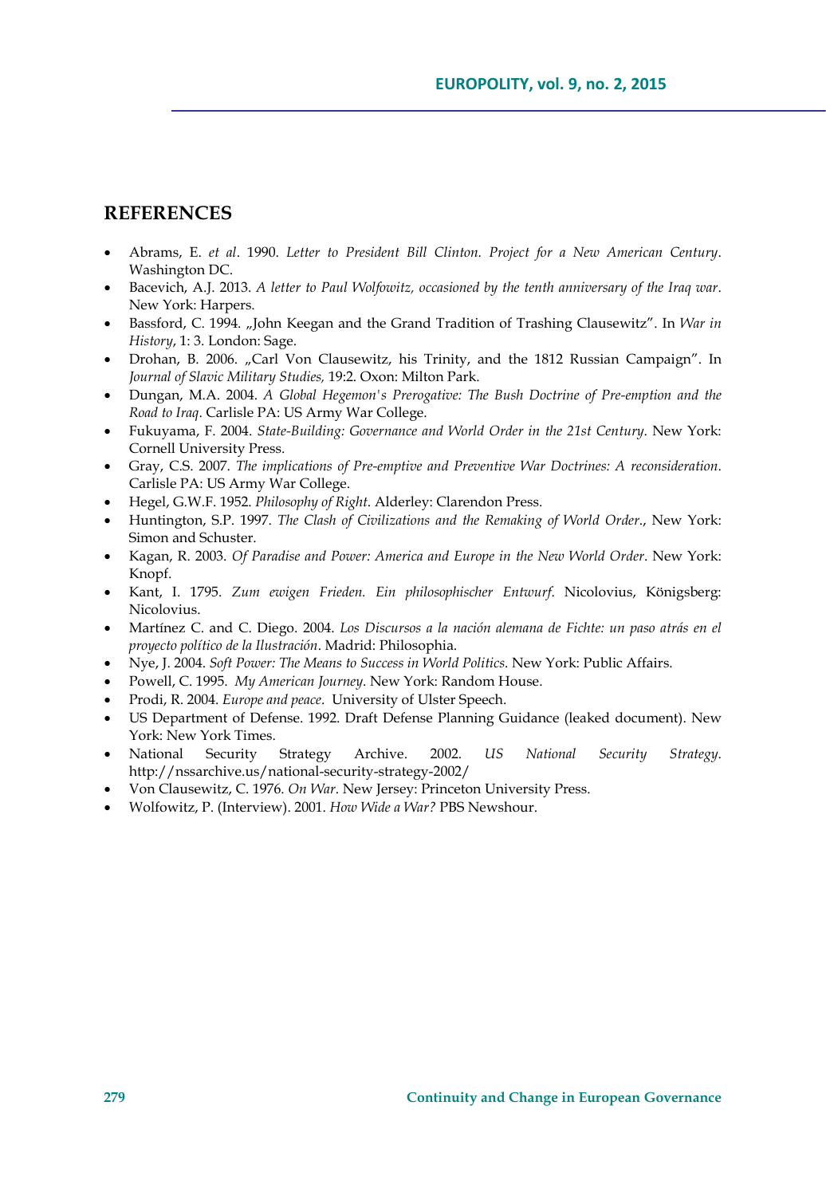## REFERENCES

- Abrams, E. *et al*. 1990. *Letter to President Bill Clinton. Project for a New American Century*. Washington DC.
- Bacevich, A.J. 2013. *A letter to Paul Wolfowitz, occasioned by the tenth anniversary of the Iraq war*. New York: Harpers.
- Bassford, C. 1994. „John Keegan and the Grand Tradition of Trashing Clausewitz". In *War in History*, 1: 3. London: Sage.
- Drohan, B. 2006. „Carl Von Clausewitz, his Trinity, and the 1812 Russian Campaign". In *Journal of Slavic Military Studies,* 19:2. Oxon: Milton Park.
- Dungan, M.A. 2004. *A Global Hegemon's Prerogative: The Bush Doctrine of Pre-emption and the Road to Iraq*. Carlisle PA: US Army War College.
- Fukuyama, F. 2004. *State-Building: Governance and World Order in the 21st Century*. New York: Cornell University Press.
- Gray, C.S. 2007. *The implications of Pre-emptive and Preventive War Doctrines: A reconsideration*. Carlisle PA: US Army War College.
- Hegel, G.W.F. 1952. *Philosophy of Right*. Alderley: Clarendon Press.
- Huntington, S.P. 1997. *The Clash of Civilizations and the Remaking of World Order*., New York: Simon and Schuster.
- Kagan, R. 2003. *Of Paradise and Power: America and Europe in the New World Order*. New York: Knopf.
- Kant, I. 1795. *Zum ewigen Frieden. Ein philosophischer Entwurf.* Nicolovius, Königsberg: Nicolovius.
- Martínez C. and C. Diego. 2004. *Los Discursos a la nación alemana de Fichte: un paso atrás en el proyecto político de la Ilustración*. Madrid: Philosophia.
- Nye, J. 2004. *Soft Power: The Means to Success in World Politics*. New York: Public Affairs.
- Powell, C. 1995. *My American Journey*. New York: Random House.
- Prodi, R. 2004. *Europe and peace*. University of Ulster Speech.
- US Department of Defense. 1992. Draft Defense Planning Guidance (leaked document). New York: New York Times.
- National Security Strategy Archive. 2002. *US National Security Strategy*. http://nssarchive.us/national-security-strategy-2002/
- Von Clausewitz, C. 1976. *On War*. New Jersey: Princeton University Press.
- Wolfowitz, P. (Interview). 2001. *How Wide a War?* PBS Newshour.